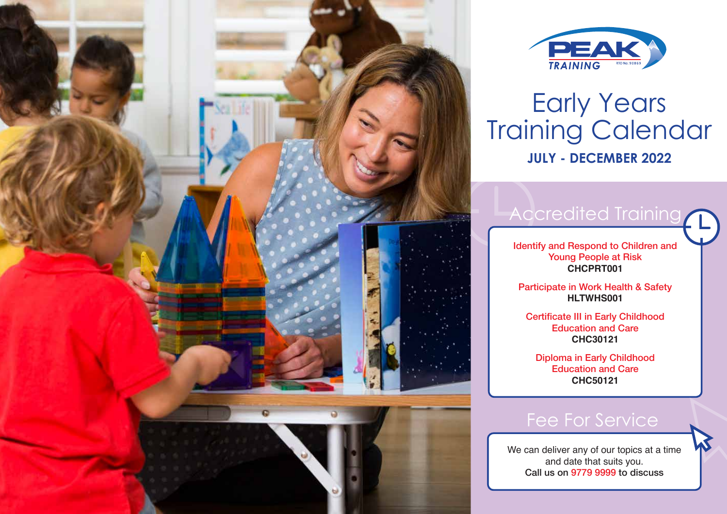PEAK TRAINING

RTO No: 90869

# Early Years Training Calendar

**JULY - DECEMBER 2022**

## Accredited Training

Identify and Respond to Children and Young People at Risk
**CHCPRT001**

Participate in Work Health & Safety
**HLTWHS001**

Certificate III in Early Childhood Education and Care
**CHC30121**

Diploma in Early Childhood Education and Care
**CHC50121**

## Fee For Service

We can deliver any of our topics at a time and date that suits you.
**Call us on 9779 9999 to discuss**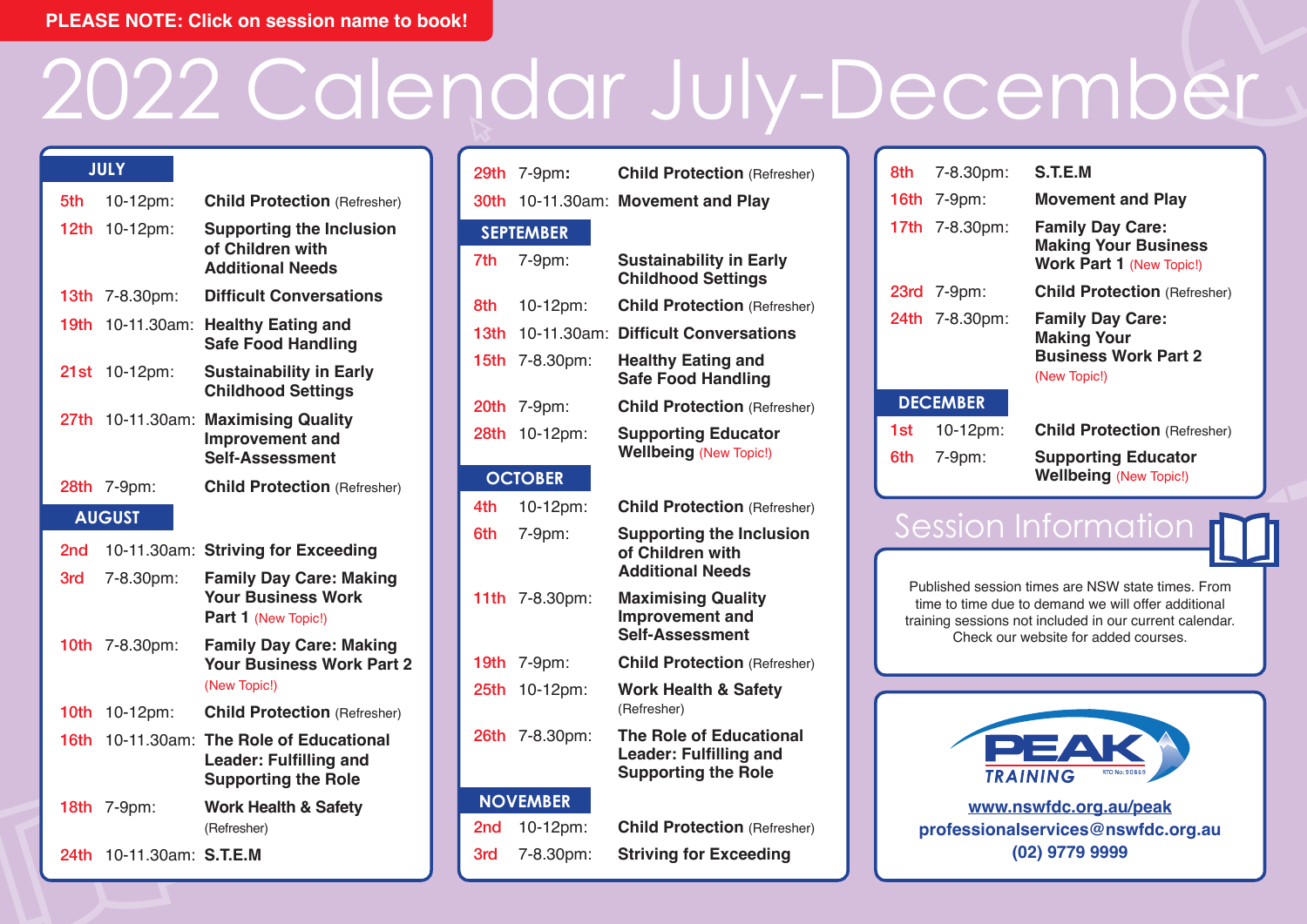**PLEASE NOTE: Click on session name to book!**

# 2022 Calendar July-December

## JULY

| | | |
|---|---|---|
| 5th | 10-12pm: | **Child Protection** (Refresher) |
| 12th | 10-12pm: | **Supporting the Inclusion of Children with Additional Needs** |
| 13th | 7-8.30pm: | **Difficult Conversations** |
| 19th | 10-11.30am: | **Healthy Eating and Safe Food Handling** |
| 21st | 10-12pm: | **Sustainability in Early Childhood Settings** |
| 27th | 10-11.30am: | **Maximising Quality Improvement and Self-Assessment** |
| 28th | 7-9pm: | **Child Protection** (Refresher) |

## AUGUST

| | | |
|---|---|---|
| 2nd | 10-11.30am: | **Striving for Exceeding** |
| 3rd | 7-8.30pm: | **Family Day Care: Making Your Business Work Part 1** (New Topic!) |
| 10th | 7-8.30pm: | **Family Day Care: Making Your Business Work Part 2** (New Topic!) |
| 10th | 10-12pm: | **Child Protection** (Refresher) |
| 16th | 10-11.30am: | **The Role of Educational Leader: Fulfilling and Supporting the Role** |
| 18th | 7-9pm: | **Work Health & Safety** (Refresher) |
| 24th | 10-11.30am: | **S.T.E.M** |
| 29th | 7-9pm: | **Child Protection** (Refresher) |
| 30th | 10-11.30am: | **Movement and Play** |

## SEPTEMBER

| | | |
|---|---|---|
| 7th | 7-9pm: | **Sustainability in Early Childhood Settings** |
| 8th | 10-12pm: | **Child Protection** (Refresher) |
| 13th | 10-11.30am: | **Difficult Conversations** |
| 15th | 7-8.30pm: | **Healthy Eating and Safe Food Handling** |
| 20th | 7-9pm: | **Child Protection** (Refresher) |
| 28th | 10-12pm: | **Supporting Educator Wellbeing** (New Topic!) |

## OCTOBER

| | | |
|---|---|---|
| 4th | 10-12pm: | **Child Protection** (Refresher) |
| 6th | 7-9pm: | **Supporting the Inclusion of Children with Additional Needs** |
| 11th | 7-8.30pm: | **Maximising Quality Improvement and Self-Assessment** |
| 19th | 7-9pm: | **Child Protection** (Refresher) |
| 25th | 10-12pm: | **Work Health & Safety** (Refresher) |
| 26th | 7-8.30pm: | **The Role of Educational Leader: Fulfilling and Supporting the Role** |

## NOVEMBER

| | | |
|---|---|---|
| 2nd | 10-12pm: | **Child Protection** (Refresher) |
| 3rd | 7-8.30pm: | **Striving for Exceeding** |
| 8th | 7-8.30pm: | **S.T.E.M** |
| 16th | 7-9pm: | **Movement and Play** |
| 17th | 7-8.30pm: | **Family Day Care: Making Your Business Work Part 1** (New Topic!) |
| 23rd | 7-9pm: | **Child Protection** (Refresher) |
| 24th | 7-8.30pm: | **Family Day Care: Making Your Business Work Part 2** (New Topic!) |

## DECEMBER

| | | |
|---|---|---|
| 1st | 10-12pm: | **Child Protection** (Refresher) |
| 6th | 7-9pm: | **Supporting Educator Wellbeing** (New Topic!) |

## Session Information

Published session times are NSW state times. From time to time due to demand we will offer additional training sessions not included in our current calendar. Check our website for added courses.

PEAK TRAINING RTO No. 90869

**www.nswfdc.org.au/peak**
**professionalservices@nswfdc.org.au**
**(02) 9779 9999**